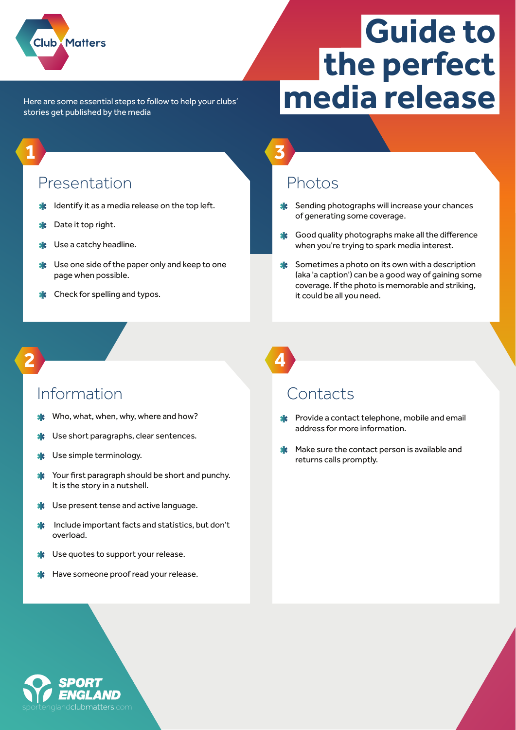Club Matters

# Guide to the perfect media release

Here are some essential steps to follow to help your clubs' stories get published by the media

## 1 Presentation

- Identify it as a media release on the top left.
- Date it top right.
- Use a catchy headline.
- Use one side of the paper only and keep to one page when possible.
- Check for spelling and typos.

## 2 Information

- Who, what, when, why, where and how?
- Use short paragraphs, clear sentences.
- Use simple terminology.
- Your first paragraph should be short and punchy. It is the story in a nutshell.
- Use present tense and active language.
- Include important facts and statistics, but don't overload.
- Use quotes to support your release.
- Have someone proof read your release.

## 3 Photos

- Sending photographs will increase your chances of generating some coverage.
- Good quality photographs make all the difference when you're trying to spark media interest.
- Sometimes a photo on its own with a description (aka 'a caption') can be a good way of gaining some coverage. If the photo is memorable and striking, it could be all you need.

## 4 Contacts

- Provide a contact telephone, mobile and email address for more information.
- Make sure the contact person is available and returns calls promptly.

SPORT ENGLAND

sportenglandclubmatters.com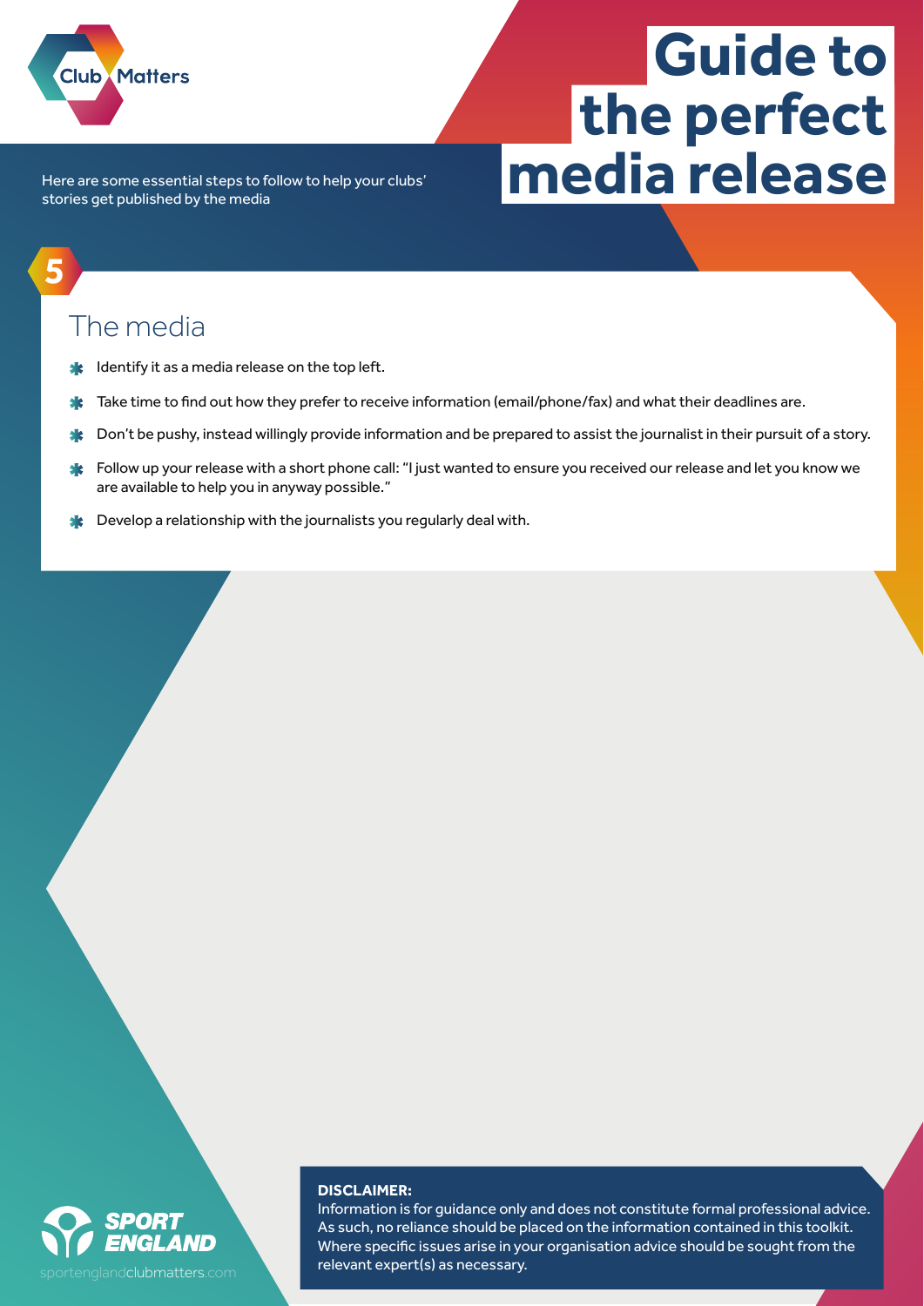# Guide to the perfect media release

Here are some essential steps to follow to help your clubs' stories get published by the media

## 5 The media

- Identify it as a media release on the top left.
- Take time to find out how they prefer to receive information (email/phone/fax) and what their deadlines are.
- Don't be pushy, instead willingly provide information and be prepared to assist the journalist in their pursuit of a story.
- Follow up your release with a short phone call: "I just wanted to ensure you received our release and let you know we are available to help you in anyway possible."
- Develop a relationship with the journalists you regularly deal with.

**DISCLAIMER:**
Information is for guidance only and does not constitute formal professional advice. As such, no reliance should be placed on the information contained in this toolkit. Where specific issues arise in your organisation advice should be sought from the relevant expert(s) as necessary.

sportenglandclubmatters.com